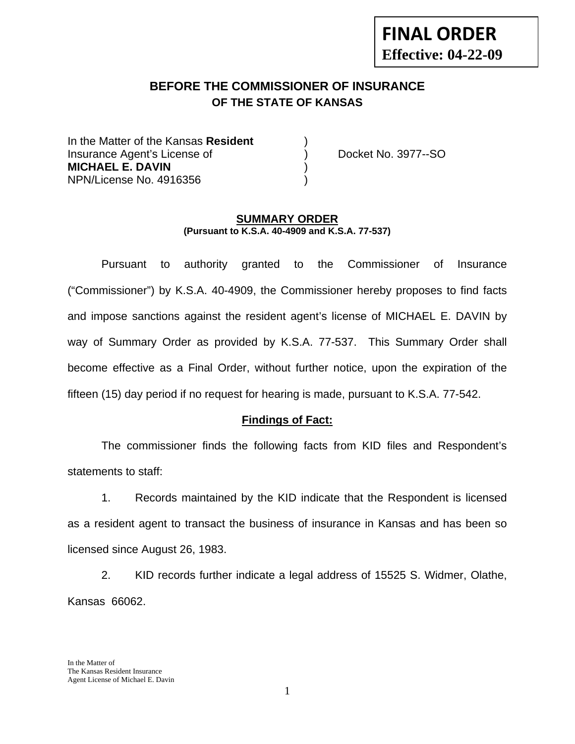**FINAL ORDER**
**Effective: 04-22-09**

## BEFORE THE COMMISSIONER OF INSURANCE
### OF THE STATE OF KANSAS

In the Matter of the Kansas **Resident** )
Insurance Agent's License of ) Docket No. 3977--SO
**MICHAEL E. DAVIN** )
NPN/License No. 4916356 )

### SUMMARY ORDER
**(Pursuant to K.S.A. 40-4909 and K.S.A. 77-537)**

Pursuant to authority granted to the Commissioner of Insurance ("Commissioner") by K.S.A. 40-4909, the Commissioner hereby proposes to find facts and impose sanctions against the resident agent's license of MICHAEL E. DAVIN by way of Summary Order as provided by K.S.A. 77-537. This Summary Order shall become effective as a Final Order, without further notice, upon the expiration of the fifteen (15) day period if no request for hearing is made, pursuant to K.S.A. 77-542.

### Findings of Fact:

The commissioner finds the following facts from KID files and Respondent's statements to staff:

1. Records maintained by the KID indicate that the Respondent is licensed as a resident agent to transact the business of insurance in Kansas and has been so licensed since August 26, 1983.

2. KID records further indicate a legal address of 15525 S. Widmer, Olathe, Kansas 66062.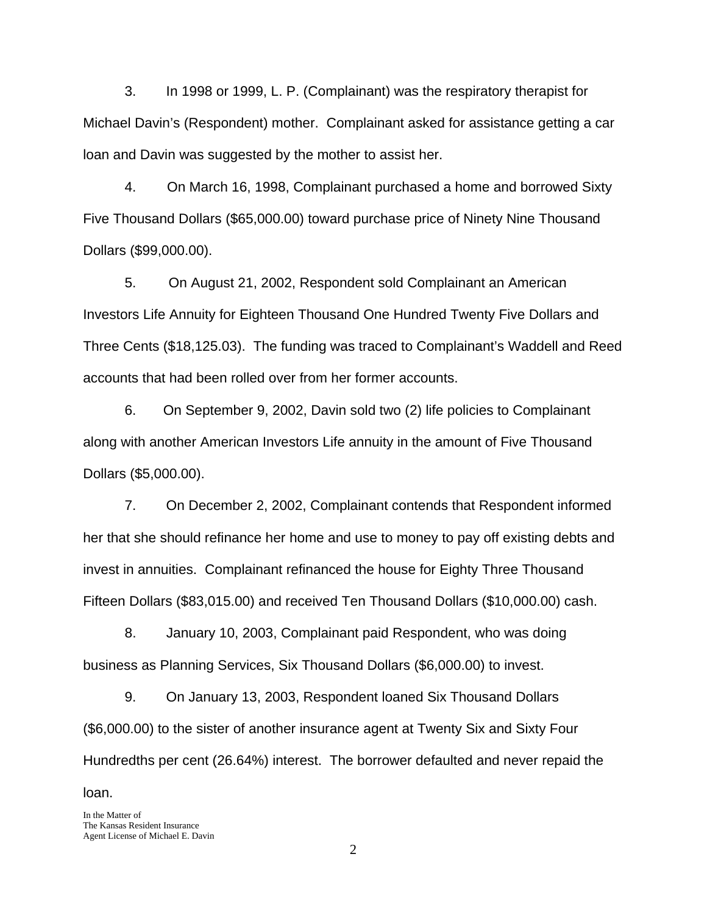3. In 1998 or 1999, L. P. (Complainant) was the respiratory therapist for Michael Davin's (Respondent) mother. Complainant asked for assistance getting a car loan and Davin was suggested by the mother to assist her.

4. On March 16, 1998, Complainant purchased a home and borrowed Sixty Five Thousand Dollars ($65,000.00) toward purchase price of Ninety Nine Thousand Dollars ($99,000.00).

5. On August 21, 2002, Respondent sold Complainant an American Investors Life Annuity for Eighteen Thousand One Hundred Twenty Five Dollars and Three Cents ($18,125.03). The funding was traced to Complainant's Waddell and Reed accounts that had been rolled over from her former accounts.

6. On September 9, 2002, Davin sold two (2) life policies to Complainant along with another American Investors Life annuity in the amount of Five Thousand Dollars ($5,000.00).

7. On December 2, 2002, Complainant contends that Respondent informed her that she should refinance her home and use to money to pay off existing debts and invest in annuities. Complainant refinanced the house for Eighty Three Thousand Fifteen Dollars ($83,015.00) and received Ten Thousand Dollars ($10,000.00) cash.

8. January 10, 2003, Complainant paid Respondent, who was doing business as Planning Services, Six Thousand Dollars ($6,000.00) to invest.

9. On January 13, 2003, Respondent loaned Six Thousand Dollars ($6,000.00) to the sister of another insurance agent at Twenty Six and Sixty Four Hundredths per cent (26.64%) interest. The borrower defaulted and never repaid the loan.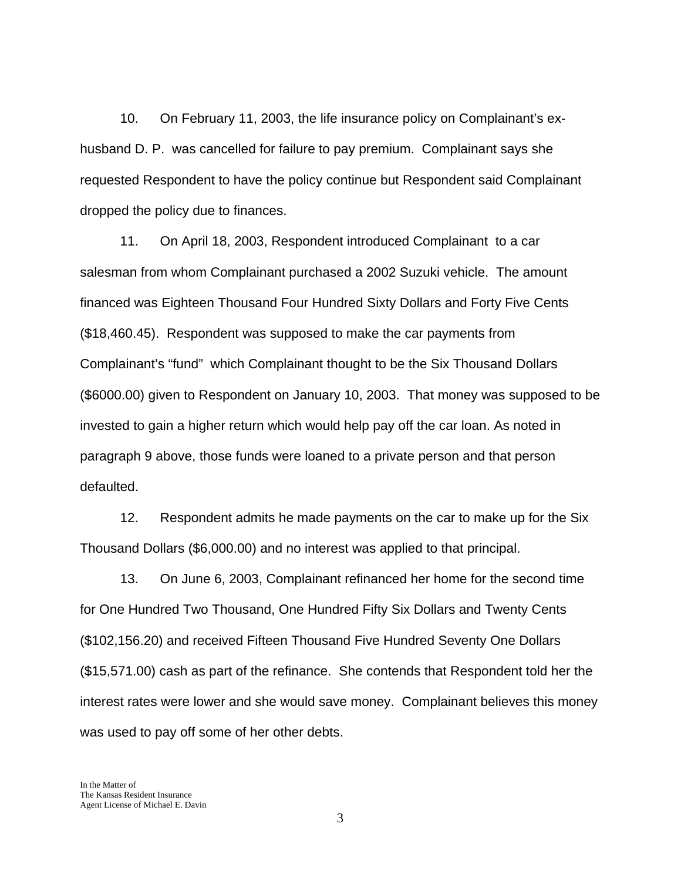10. On February 11, 2003, the life insurance policy on Complainant's ex-husband D. P. was cancelled for failure to pay premium. Complainant says she requested Respondent to have the policy continue but Respondent said Complainant dropped the policy due to finances.

11. On April 18, 2003, Respondent introduced Complainant to a car salesman from whom Complainant purchased a 2002 Suzuki vehicle. The amount financed was Eighteen Thousand Four Hundred Sixty Dollars and Forty Five Cents ($18,460.45). Respondent was supposed to make the car payments from Complainant's "fund" which Complainant thought to be the Six Thousand Dollars ($6000.00) given to Respondent on January 10, 2003. That money was supposed to be invested to gain a higher return which would help pay off the car loan. As noted in paragraph 9 above, those funds were loaned to a private person and that person defaulted.

12. Respondent admits he made payments on the car to make up for the Six Thousand Dollars ($6,000.00) and no interest was applied to that principal.

13. On June 6, 2003, Complainant refinanced her home for the second time for One Hundred Two Thousand, One Hundred Fifty Six Dollars and Twenty Cents ($102,156.20) and received Fifteen Thousand Five Hundred Seventy One Dollars ($15,571.00) cash as part of the refinance. She contends that Respondent told her the interest rates were lower and she would save money. Complainant believes this money was used to pay off some of her other debts.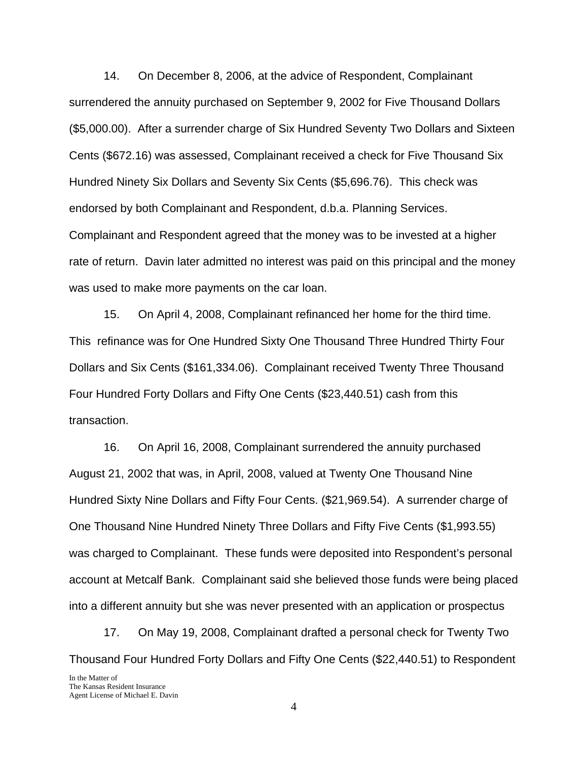14. On December 8, 2006, at the advice of Respondent, Complainant surrendered the annuity purchased on September 9, 2002 for Five Thousand Dollars ($5,000.00). After a surrender charge of Six Hundred Seventy Two Dollars and Sixteen Cents ($672.16) was assessed, Complainant received a check for Five Thousand Six Hundred Ninety Six Dollars and Seventy Six Cents ($5,696.76). This check was endorsed by both Complainant and Respondent, d.b.a. Planning Services. Complainant and Respondent agreed that the money was to be invested at a higher rate of return. Davin later admitted no interest was paid on this principal and the money was used to make more payments on the car loan.

15. On April 4, 2008, Complainant refinanced her home for the third time. This refinance was for One Hundred Sixty One Thousand Three Hundred Thirty Four Dollars and Six Cents ($161,334.06). Complainant received Twenty Three Thousand Four Hundred Forty Dollars and Fifty One Cents ($23,440.51) cash from this transaction.

16. On April 16, 2008, Complainant surrendered the annuity purchased August 21, 2002 that was, in April, 2008, valued at Twenty One Thousand Nine Hundred Sixty Nine Dollars and Fifty Four Cents. ($21,969.54). A surrender charge of One Thousand Nine Hundred Ninety Three Dollars and Fifty Five Cents ($1,993.55) was charged to Complainant. These funds were deposited into Respondent's personal account at Metcalf Bank. Complainant said she believed those funds were being placed into a different annuity but she was never presented with an application or prospectus

17. On May 19, 2008, Complainant drafted a personal check for Twenty Two Thousand Four Hundred Forty Dollars and Fifty One Cents ($22,440.51) to Respondent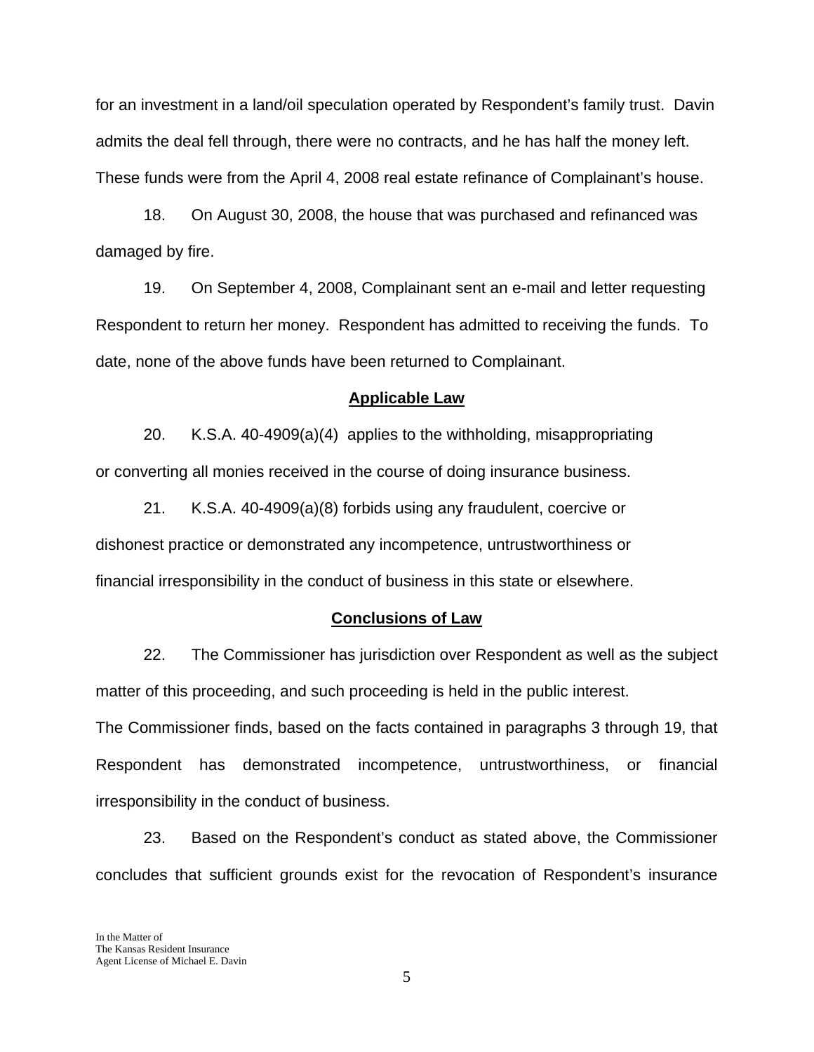for an investment in a land/oil speculation operated by Respondent's family trust. Davin admits the deal fell through, there were no contracts, and he has half the money left. These funds were from the April 4, 2008 real estate refinance of Complainant's house.

18. On August 30, 2008, the house that was purchased and refinanced was damaged by fire.

19. On September 4, 2008, Complainant sent an e-mail and letter requesting Respondent to return her money. Respondent has admitted to receiving the funds. To date, none of the above funds have been returned to Complainant.

## Applicable Law

20. K.S.A. 40-4909(a)(4) applies to the withholding, misappropriating or converting all monies received in the course of doing insurance business.

21. K.S.A. 40-4909(a)(8) forbids using any fraudulent, coercive or dishonest practice or demonstrated any incompetence, untrustworthiness or financial irresponsibility in the conduct of business in this state or elsewhere.

## Conclusions of Law

22. The Commissioner has jurisdiction over Respondent as well as the subject matter of this proceeding, and such proceeding is held in the public interest.

The Commissioner finds, based on the facts contained in paragraphs 3 through 19, that Respondent has demonstrated incompetence, untrustworthiness, or financial irresponsibility in the conduct of business.

23. Based on the Respondent's conduct as stated above, the Commissioner concludes that sufficient grounds exist for the revocation of Respondent's insurance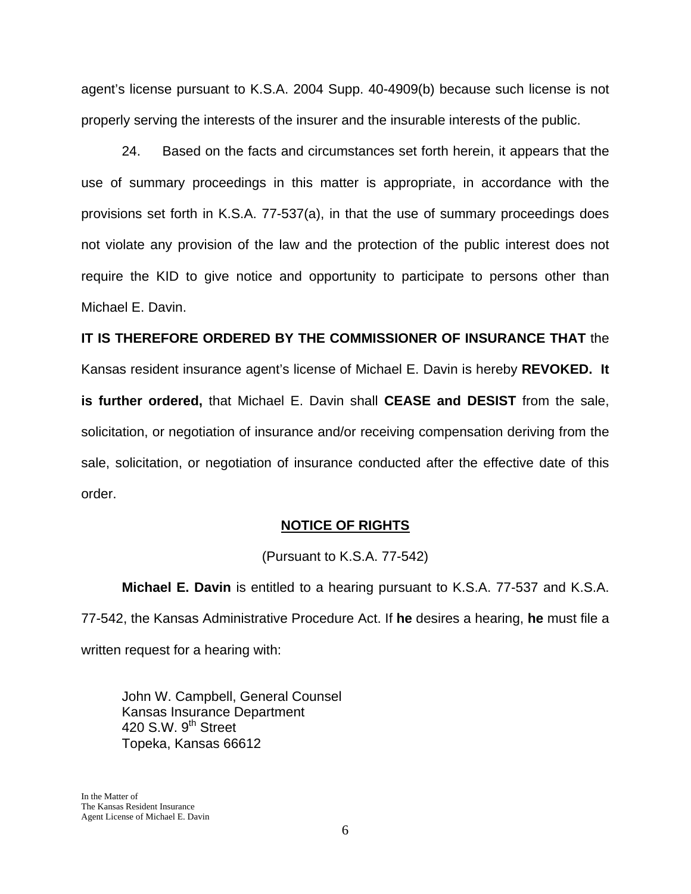agent's license pursuant to K.S.A. 2004 Supp. 40-4909(b) because such license is not properly serving the interests of the insurer and the insurable interests of the public.

24. Based on the facts and circumstances set forth herein, it appears that the use of summary proceedings in this matter is appropriate, in accordance with the provisions set forth in K.S.A. 77-537(a), in that the use of summary proceedings does not violate any provision of the law and the protection of the public interest does not require the KID to give notice and opportunity to participate to persons other than Michael E. Davin.

**IT IS THEREFORE ORDERED BY THE COMMISSIONER OF INSURANCE THAT** the Kansas resident insurance agent's license of Michael E. Davin is hereby **REVOKED. It is further ordered,** that Michael E. Davin shall **CEASE and DESIST** from the sale, solicitation, or negotiation of insurance and/or receiving compensation deriving from the sale, solicitation, or negotiation of insurance conducted after the effective date of this order.

## NOTICE OF RIGHTS

(Pursuant to K.S.A. 77-542)

**Michael E. Davin** is entitled to a hearing pursuant to K.S.A. 77-537 and K.S.A. 77-542, the Kansas Administrative Procedure Act. If **he** desires a hearing, **he** must file a written request for a hearing with:

John W. Campbell, General Counsel
Kansas Insurance Department
420 S.W. 9th Street
Topeka, Kansas 66612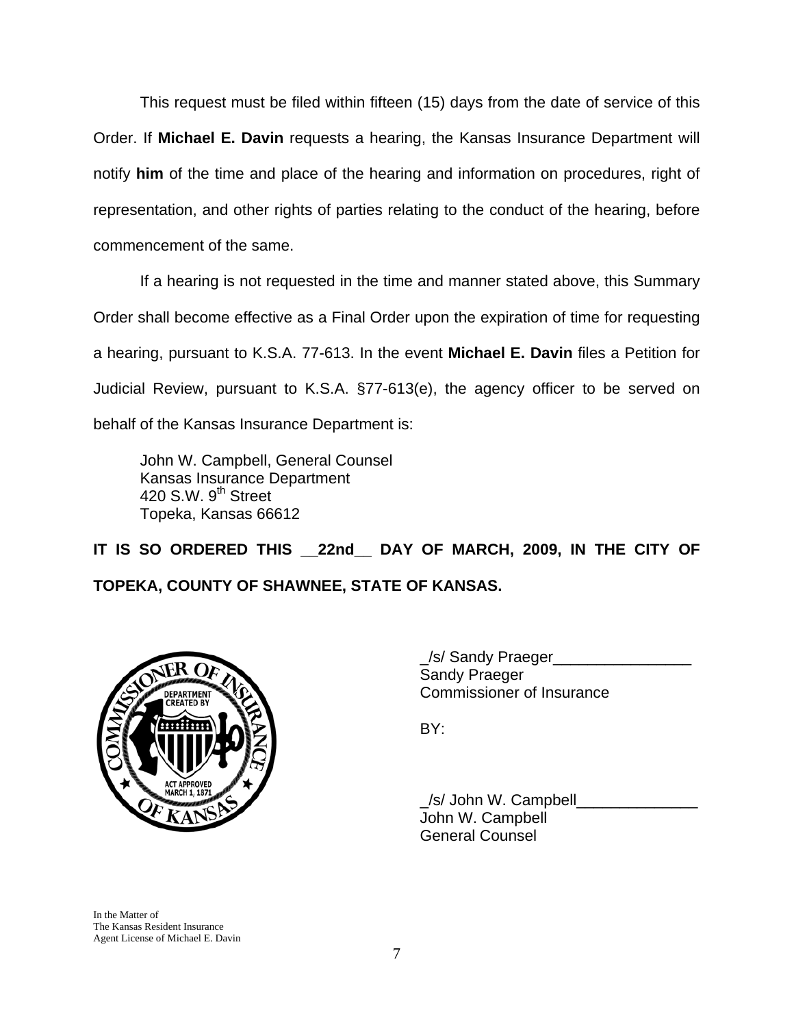This request must be filed within fifteen (15) days from the date of service of this Order. If **Michael E. Davin** requests a hearing, the Kansas Insurance Department will notify **him** of the time and place of the hearing and information on procedures, right of representation, and other rights of parties relating to the conduct of the hearing, before commencement of the same.

If a hearing is not requested in the time and manner stated above, this Summary Order shall become effective as a Final Order upon the expiration of time for requesting a hearing, pursuant to K.S.A. 77-613. In the event **Michael E. Davin** files a Petition for Judicial Review, pursuant to K.S.A. §77-613(e), the agency officer to be served on behalf of the Kansas Insurance Department is:

John W. Campbell, General Counsel
Kansas Insurance Department
420 S.W. 9th Street
Topeka, Kansas 66612

**IT IS SO ORDERED THIS __22nd__ DAY OF MARCH, 2009, IN THE CITY OF TOPEKA, COUNTY OF SHAWNEE, STATE OF KANSAS.**

_/s/ Sandy Praeger________________
Sandy Praeger
Commissioner of Insurance

BY:

_/s/ John W. Campbell______________
John W. Campbell
General Counsel

In the Matter of
The Kansas Resident Insurance
Agent License of Michael E. Davin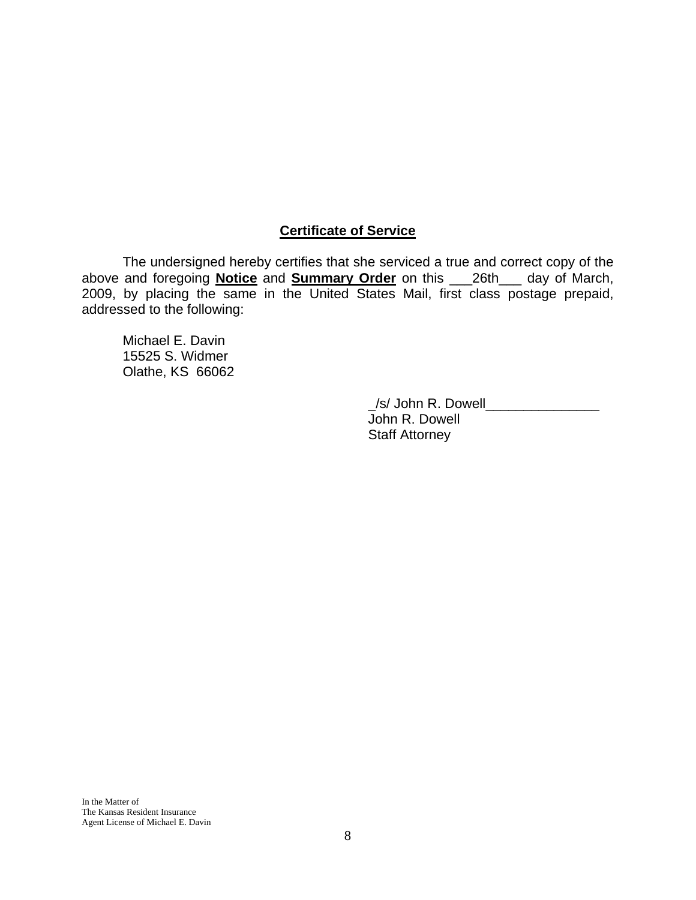**Certificate of Service**

The undersigned hereby certifies that she serviced a true and correct copy of the above and foregoing **Notice** and **Summary Order** on this ___26th___ day of March, 2009, by placing the same in the United States Mail, first class postage prepaid, addressed to the following:

Michael E. Davin
15525 S. Widmer
Olathe, KS 66062

_/s/ John R. Dowell_______________
John R. Dowell
Staff Attorney